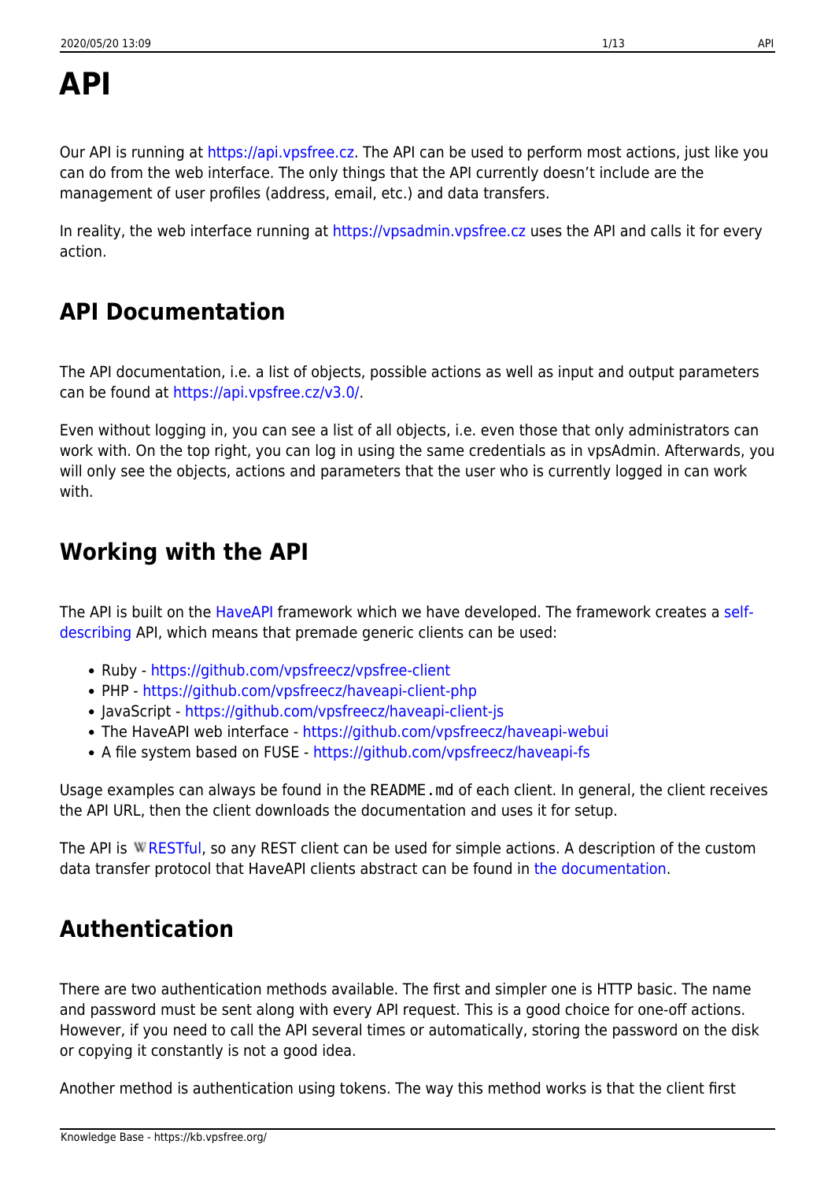# API

Our API is running at https://api.vpsfree.cz. The API can be used to perform most actions, just like you can do from the web interface. The only things that the API currently doesn't include are the management of user profiles (address, email, etc.) and data transfers.

In reality, the web interface running at https://vpsadmin.vpsfree.cz uses the API and calls it for every action.

## API Documentation

The API documentation, i.e. a list of objects, possible actions as well as input and output parameters can be found at https://api.vpsfree.cz/v3.0/.

Even without logging in, you can see a list of all objects, i.e. even those that only administrators can work with. On the top right, you can log in using the same credentials as in vpsAdmin. Afterwards, you will only see the objects, actions and parameters that the user who is currently logged in can work with.

## Working with the API

The API is built on the HaveAPI framework which we have developed. The framework creates a self-describing API, which means that premade generic clients can be used:

- Ruby - https://github.com/vpsfreecz/vpsfree-client
- PHP - https://github.com/vpsfreecz/haveapi-client-php
- JavaScript - https://github.com/vpsfreecz/haveapi-client-js
- The HaveAPI web interface - https://github.com/vpsfreecz/haveapi-webui
- A file system based on FUSE - https://github.com/vpsfreecz/haveapi-fs

Usage examples can always be found in the `README.md` of each client. In general, the client receives the API URL, then the client downloads the documentation and uses it for setup.

The API is RESTful, so any REST client can be used for simple actions. A description of the custom data transfer protocol that HaveAPI clients abstract can be found in the documentation.

## Authentication

There are two authentication methods available. The first and simpler one is HTTP basic. The name and password must be sent along with every API request. This is a good choice for one-off actions. However, if you need to call the API several times or automatically, storing the password on the disk or copying it constantly is not a good idea.

Another method is authentication using tokens. The way this method works is that the client first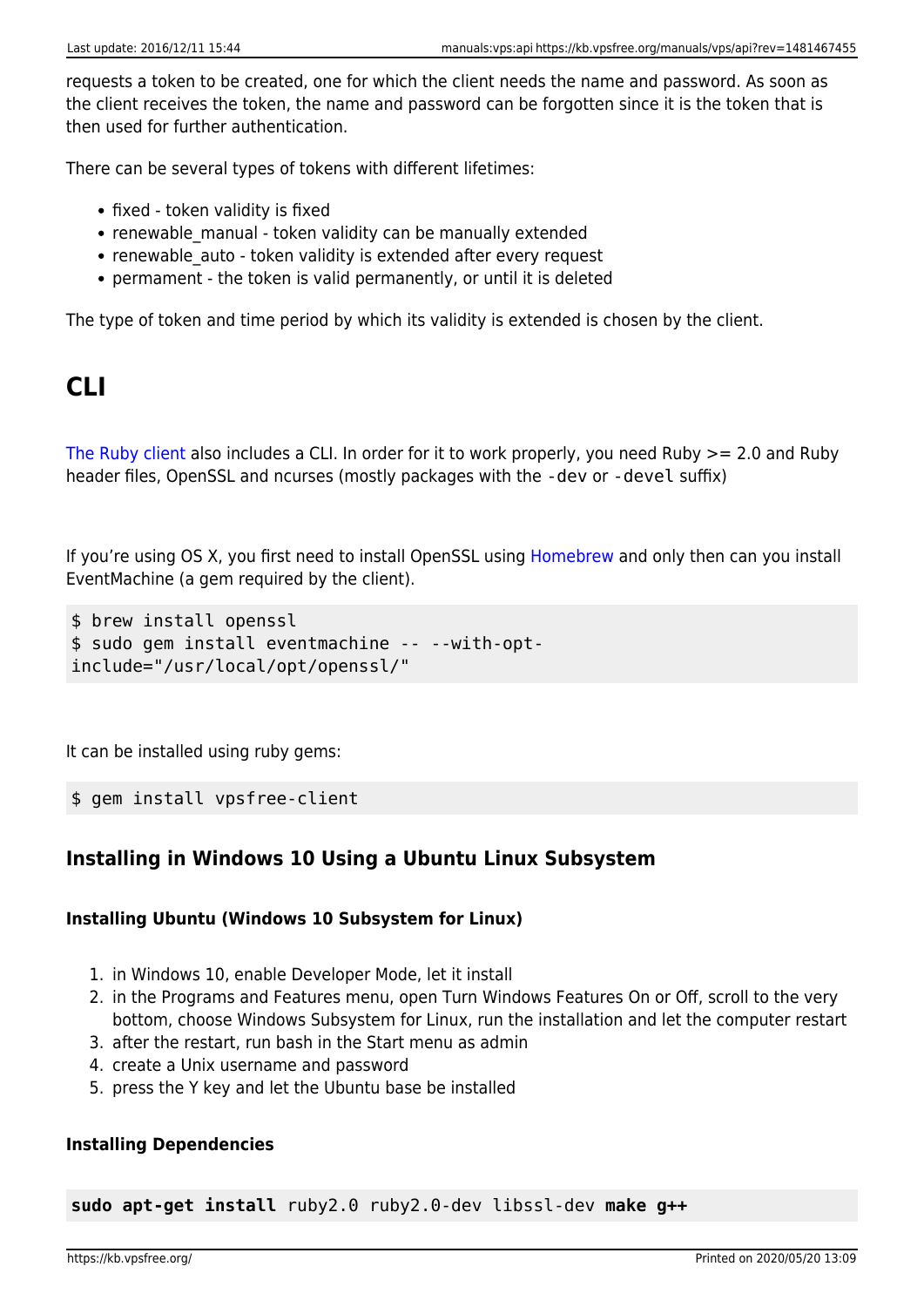requests a token to be created, one for which the client needs the name and password. As soon as the client receives the token, the name and password can be forgotten since it is the token that is then used for further authentication.

There can be several types of tokens with different lifetimes:

- fixed - token validity is fixed
- renewable_manual - token validity can be manually extended
- renewable_auto - token validity is extended after every request
- permament - the token is valid permanently, or until it is deleted

The type of token and time period by which its validity is extended is chosen by the client.

# CLI

The Ruby client also includes a CLI. In order for it to work properly, you need Ruby >= 2.0 and Ruby header files, OpenSSL and ncurses (mostly packages with the `-dev` or `-devel` suffix)

If you're using OS X, you first need to install OpenSSL using Homebrew and only then can you install EventMachine (a gem required by the client).

```
$ brew install openssl
$ sudo gem install eventmachine -- --with-opt-include="/usr/local/opt/openssl/"
```

It can be installed using ruby gems:

```
$ gem install vpsfree-client
```

## Installing in Windows 10 Using a Ubuntu Linux Subsystem

### Installing Ubuntu (Windows 10 Subsystem for Linux)

1. in Windows 10, enable Developer Mode, let it install
2. in the Programs and Features menu, open Turn Windows Features On or Off, scroll to the very bottom, choose Windows Subsystem for Linux, run the installation and let the computer restart
3. after the restart, run bash in the Start menu as admin
4. create a Unix username and password
5. press the Y key and let the Ubuntu base be installed

### Installing Dependencies

```
sudo apt-get install ruby2.0 ruby2.0-dev libssl-dev make g++
```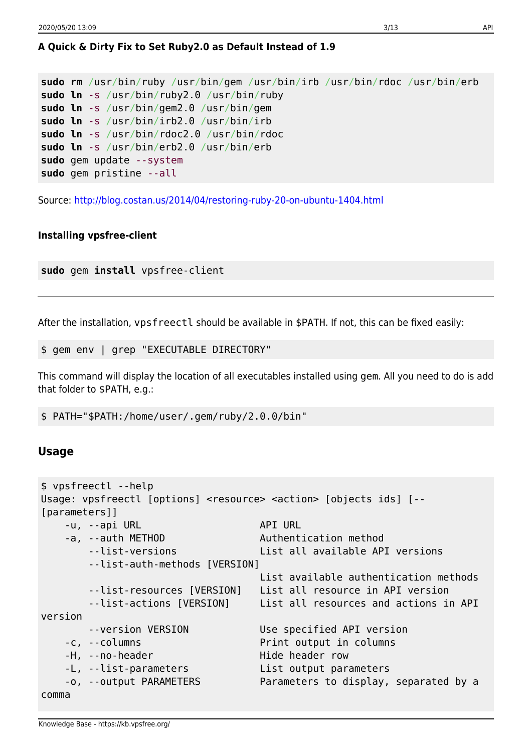#### A Quick & Dirty Fix to Set Ruby2.0 as Default Instead of 1.9

```
sudo rm /usr/bin/ruby /usr/bin/gem /usr/bin/irb /usr/bin/rdoc /usr/bin/erb
sudo ln -s /usr/bin/ruby2.0 /usr/bin/ruby
sudo ln -s /usr/bin/gem2.0 /usr/bin/gem
sudo ln -s /usr/bin/irb2.0 /usr/bin/irb
sudo ln -s /usr/bin/rdoc2.0 /usr/bin/rdoc
sudo ln -s /usr/bin/erb2.0 /usr/bin/erb
sudo gem update --system
sudo gem pristine --all
```

Source: http://blog.costan.us/2014/04/restoring-ruby-20-on-ubuntu-1404.html

#### Installing vpsfree-client

```
sudo gem install vpsfree-client
```

---

After the installation, `vpsfreectl` should be available in $PATH. If not, this can be fixed easily:

```
$ gem env | grep "EXECUTABLE DIRECTORY"
```

This command will display the location of all executables installed using gem. All you need to do is add that folder to $PATH, e.g.:

```
$ PATH="$PATH:/home/user/.gem/ruby/2.0.0/bin"
```

### Usage

```
$ vpsfreectl --help
Usage: vpsfreectl [options] <resource> <action> [objects ids] [--
[parameters]]
    -u, --api URL                    API URL
    -a, --auth METHOD                Authentication method
        --list-versions              List all available API versions
        --list-auth-methods [VERSION]
                                     List available authentication methods
        --list-resources [VERSION]   List all resource in API version
        --list-actions [VERSION]     List all resources and actions in API
version
        --version VERSION            Use specified API version
    -c, --columns                    Print output in columns
    -H, --no-header                  Hide header row
    -L, --list-parameters            List output parameters
    -o, --output PARAMETERS          Parameters to display, separated by a
comma
```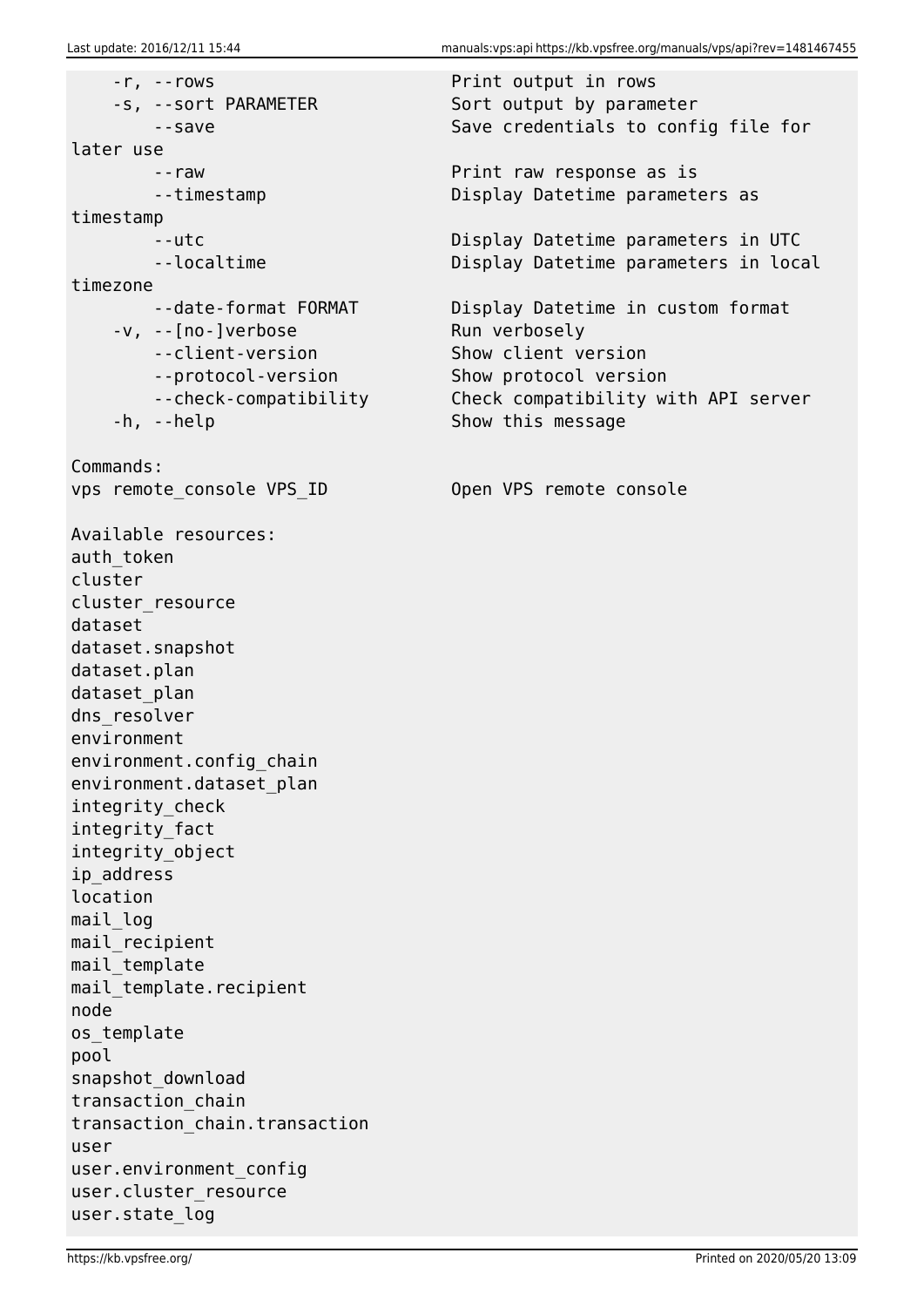```
    -r, --rows                      Print output in rows
    -s, --sort PARAMETER            Sort output by parameter
        --save                      Save credentials to config file for
later use
        --raw                       Print raw response as is
        --timestamp                 Display Datetime parameters as
timestamp
        --utc                       Display Datetime parameters in UTC
        --localtime                 Display Datetime parameters in local
timezone
        --date-format FORMAT        Display Datetime in custom format
    -v, --[no-]verbose              Run verbosely
        --client-version            Show client version
        --protocol-version          Show protocol version
        --check-compatibility       Check compatibility with API server
    -h, --help                      Show this message

Commands:
vps remote_console VPS_ID           Open VPS remote console

Available resources:
auth_token
cluster
cluster_resource
dataset
dataset.snapshot
dataset.plan
dataset_plan
dns_resolver
environment
environment.config_chain
environment.dataset_plan
integrity_check
integrity_fact
integrity_object
ip_address
location
mail_log
mail_recipient
mail_template
mail_template.recipient
node
os_template
pool
snapshot_download
transaction_chain
transaction_chain.transaction
user
user.environment_config
user.cluster_resource
user.state_log
```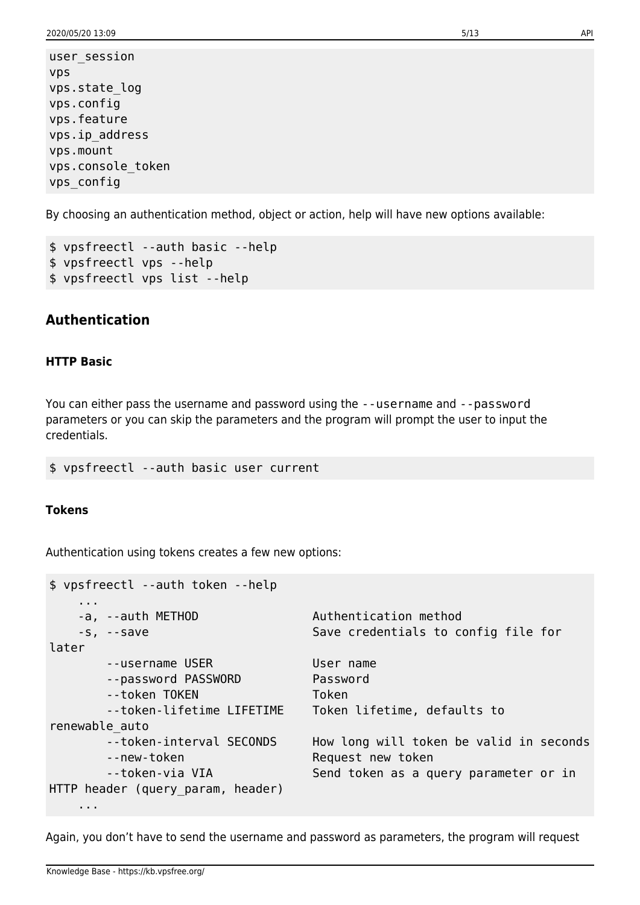```
user_session
vps
vps.state_log
vps.config
vps.feature
vps.ip_address
vps.mount
vps.console_token
vps_config
```

By choosing an authentication method, object or action, help will have new options available:

```
$ vpsfreectl --auth basic --help
$ vpsfreectl vps --help
$ vpsfreectl vps list --help
```

## Authentication

### HTTP Basic

You can either pass the username and password using the `--username` and `--password` parameters or you can skip the parameters and the program will prompt the user to input the credentials.

```
$ vpsfreectl --auth basic user current
```

### Tokens

Authentication using tokens creates a few new options:

```
$ vpsfreectl --auth token --help
    ...
    -a, --auth METHOD              Authentication method
    -s, --save                     Save credentials to config file for
later
        --username USER            User name
        --password PASSWORD        Password
        --token TOKEN              Token
        --token-lifetime LIFETIME  Token lifetime, defaults to
renewable_auto
        --token-interval SECONDS   How long will token be valid in seconds
        --new-token                Request new token
        --token-via VIA            Send token as a query parameter or in
HTTP header (query_param, header)
    ...
```

Again, you don't have to send the username and password as parameters, the program will request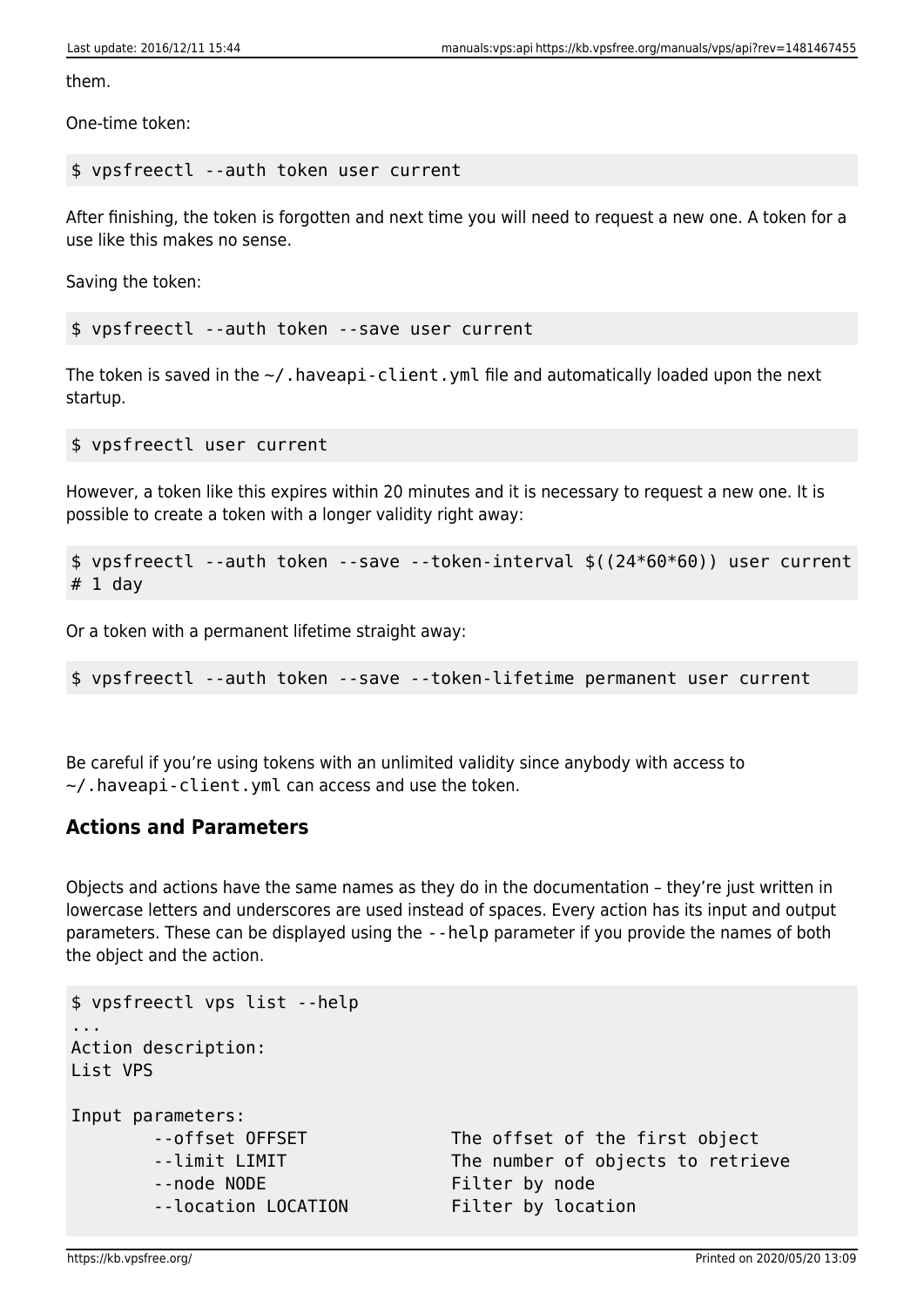them.

One-time token:

```
$ vpsfreectl --auth token user current
```

After finishing, the token is forgotten and next time you will need to request a new one. A token for a use like this makes no sense.

Saving the token:

```
$ vpsfreectl --auth token --save user current
```

The token is saved in the `~/.haveapi-client.yml` file and automatically loaded upon the next startup.

```
$ vpsfreectl user current
```

However, a token like this expires within 20 minutes and it is necessary to request a new one. It is possible to create a token with a longer validity right away:

```
$ vpsfreectl --auth token --save --token-interval $((24*60*60)) user current
# 1 day
```

Or a token with a permanent lifetime straight away:

```
$ vpsfreectl --auth token --save --token-lifetime permanent user current
```

Be careful if you're using tokens with an unlimited validity since anybody with access to `~/.haveapi-client.yml` can access and use the token.

## Actions and Parameters

Objects and actions have the same names as they do in the documentation – they're just written in lowercase letters and underscores are used instead of spaces. Every action has its input and output parameters. These can be displayed using the `--help` parameter if you provide the names of both the object and the action.

```
$ vpsfreectl vps list --help
...
Action description:
List VPS

Input parameters:
        --offset OFFSET             The offset of the first object
        --limit LIMIT               The number of objects to retrieve
        --node NODE                 Filter by node
        --location LOCATION         Filter by location
```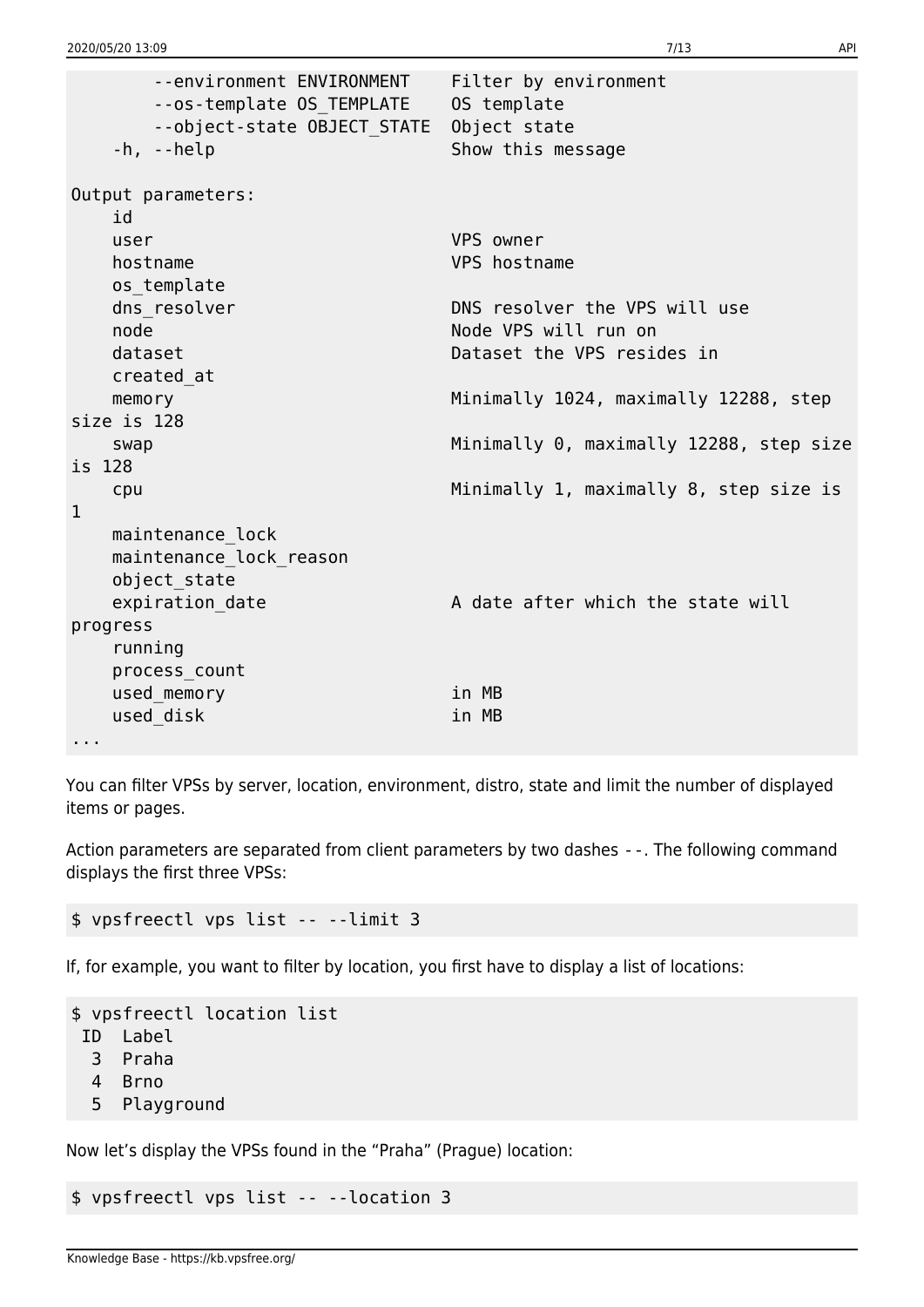```
        --environment ENVIRONMENT    Filter by environment
        --os-template OS_TEMPLATE    OS template
        --object-state OBJECT_STATE  Object state
    -h, --help                       Show this message

Output parameters:
    id
    user                             VPS owner
    hostname                         VPS hostname
    os_template
    dns_resolver                     DNS resolver the VPS will use
    node                             Node VPS will run on
    dataset                          Dataset the VPS resides in
    created_at
    memory                           Minimally 1024, maximally 12288, step
size is 128
    swap                             Minimally 0, maximally 12288, step size
is 128
    cpu                              Minimally 1, maximally 8, step size is
1
    maintenance_lock
    maintenance_lock_reason
    object_state
    expiration_date                  A date after which the state will
progress
    running
    process_count
    used_memory                      in MB
    used_disk                        in MB
...
```

You can filter VPSs by server, location, environment, distro, state and limit the number of displayed items or pages.

Action parameters are separated from client parameters by two dashes `--`. The following command displays the first three VPSs:

```
$ vpsfreectl vps list -- --limit 3
```

If, for example, you want to filter by location, you first have to display a list of locations:

```
$ vpsfreectl location list
 ID  Label
  3  Praha
  4  Brno
  5  Playground
```

Now let's display the VPSs found in the "Praha" (Prague) location:

```
$ vpsfreectl vps list -- --location 3
```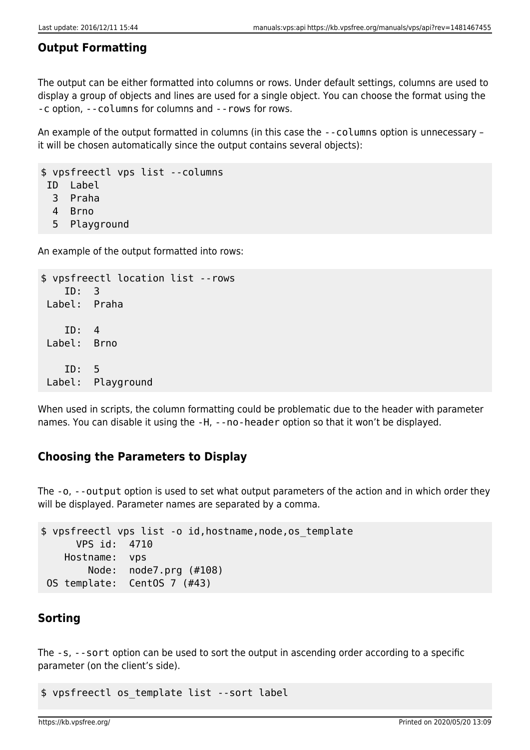### Output Formatting

The output can be either formatted into columns or rows. Under default settings, columns are used to display a group of objects and lines are used for a single object. You can choose the format using the `-c` option, `--columns` for columns and `--rows` for rows.

An example of the output formatted in columns (in this case the `--columns` option is unnecessary – it will be chosen automatically since the output contains several objects):

```
$ vpsfreectl vps list --columns
 ID  Label
  3  Praha
  4  Brno
  5  Playground
```

An example of the output formatted into rows:

```
$ vpsfreectl location list --rows
    ID:  3
 Label:  Praha

    ID:  4
 Label:  Brno

    ID:  5
 Label:  Playground
```

When used in scripts, the column formatting could be problematic due to the header with parameter names. You can disable it using the `-H`, `--no-header` option so that it won't be displayed.

### Choosing the Parameters to Display

The `-o`, `--output` option is used to set what output parameters of the action and in which order they will be displayed. Parameter names are separated by a comma.

```
$ vpsfreectl vps list -o id,hostname,node,os_template
      VPS id:  4710
    Hostname:  vps
        Node:  node7.prg (#108)
 OS template:  CentOS 7 (#43)
```

### Sorting

The `-s`, `--sort` option can be used to sort the output in ascending order according to a specific parameter (on the client's side).

```
$ vpsfreectl os_template list --sort label
```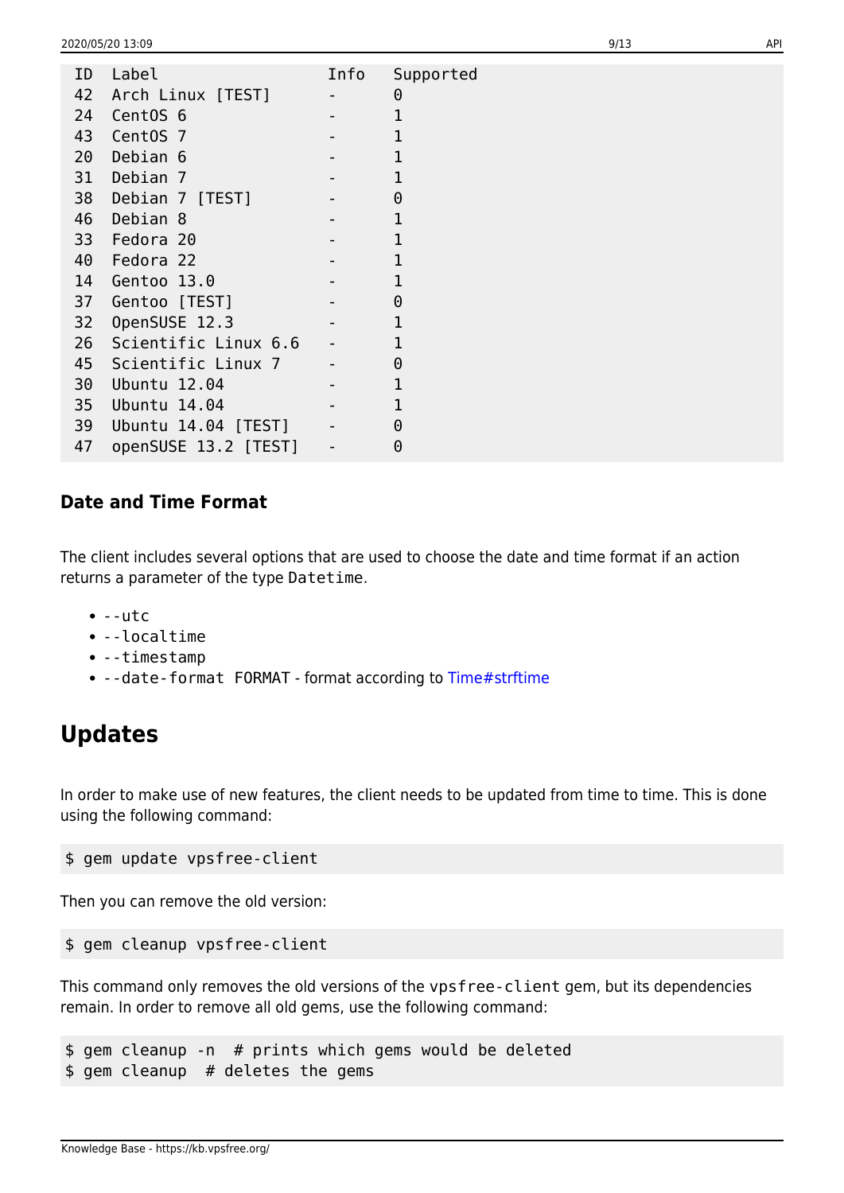```
ID  Label                 Info   Supported
42  Arch Linux [TEST]     -      0
24  CentOS 6              -      1
43  CentOS 7              -      1
20  Debian 6              -      1
31  Debian 7              -      1
38  Debian 7 [TEST]       -      0
46  Debian 8              -      1
33  Fedora 20             -      1
40  Fedora 22             -      1
14  Gentoo 13.0           -      1
37  Gentoo [TEST]         -      0
32  OpenSUSE 12.3         -      1
26  Scientific Linux 6.6  -      1
45  Scientific Linux 7    -      0
30  Ubuntu 12.04          -      1
35  Ubuntu 14.04          -      1
39  Ubuntu 14.04 [TEST]   -      0
47  openSUSE 13.2 [TEST]  -      0
```

### Date and Time Format

The client includes several options that are used to choose the date and time format if an action returns a parameter of the type `Datetime`.

- `--utc`
- `--localtime`
- `--timestamp`
- `--date-format FORMAT` - format according to Time#strftime

## Updates

In order to make use of new features, the client needs to be updated from time to time. This is done using the following command:

```
$ gem update vpsfree-client
```

Then you can remove the old version:

```
$ gem cleanup vpsfree-client
```

This command only removes the old versions of the `vpsfree-client` gem, but its dependencies remain. In order to remove all old gems, use the following command:

```
$ gem cleanup -n  # prints which gems would be deleted
$ gem cleanup  # deletes the gems
```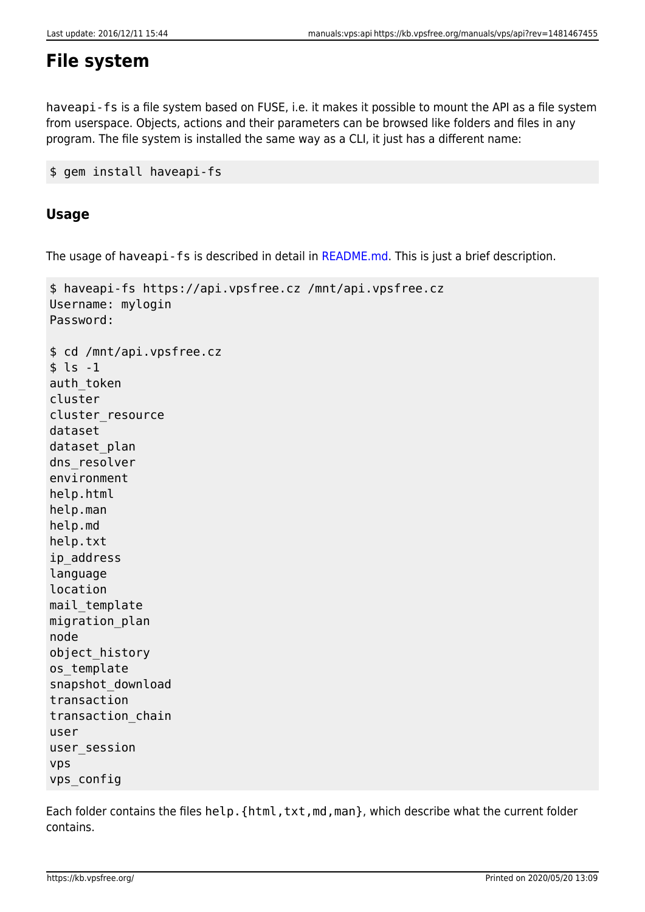# File system

`haveapi-fs` is a file system based on FUSE, i.e. it makes it possible to mount the API as a file system from userspace. Objects, actions and their parameters can be browsed like folders and files in any program. The file system is installed the same way as a CLI, it just has a different name:

```
$ gem install haveapi-fs
```

## Usage

The usage of `haveapi-fs` is described in detail in README.md. This is just a brief description.

```
$ haveapi-fs https://api.vpsfree.cz /mnt/api.vpsfree.cz
Username: mylogin
Password:

$ cd /mnt/api.vpsfree.cz
$ ls -1
auth_token
cluster
cluster_resource
dataset
dataset_plan
dns_resolver
environment
help.html
help.man
help.md
help.txt
ip_address
language
location
mail_template
migration_plan
node
object_history
os_template
snapshot_download
transaction
transaction_chain
user
user_session
vps
vps_config
```

Each folder contains the files `help.{html,txt,md,man}`, which describe what the current folder contains.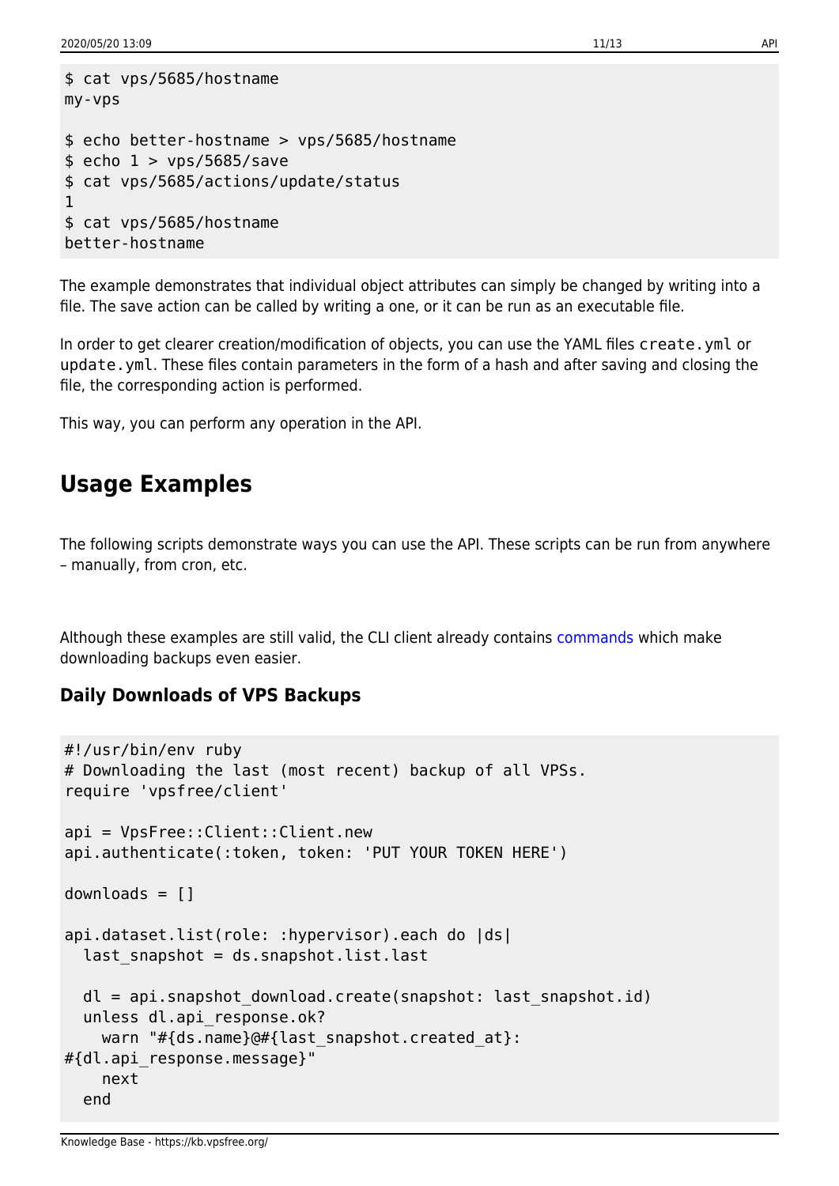```
$ cat vps/5685/hostname
my-vps

$ echo better-hostname > vps/5685/hostname
$ echo 1 > vps/5685/save
$ cat vps/5685/actions/update/status
1
$ cat vps/5685/hostname
better-hostname
```

The example demonstrates that individual object attributes can simply be changed by writing into a file. The save action can be called by writing a one, or it can be run as an executable file.

In order to get clearer creation/modification of objects, you can use the YAML files `create.yml` or `update.yml`. These files contain parameters in the form of a hash and after saving and closing the file, the corresponding action is performed.

This way, you can perform any operation in the API.

## Usage Examples

The following scripts demonstrate ways you can use the API. These scripts can be run from anywhere – manually, from cron, etc.

Although these examples are still valid, the CLI client already contains commands which make downloading backups even easier.

### Daily Downloads of VPS Backups

```
#!/usr/bin/env ruby
# Downloading the last (most recent) backup of all VPSs.
require 'vpsfree/client'

api = VpsFree::Client::Client.new
api.authenticate(:token, token: 'PUT YOUR TOKEN HERE')

downloads = []

api.dataset.list(role: :hypervisor).each do |ds|
  last_snapshot = ds.snapshot.list.last

  dl = api.snapshot_download.create(snapshot: last_snapshot.id)
  unless dl.api_response.ok?
    warn "#{ds.name}@#{last_snapshot.created_at}:
#{dl.api_response.message}"
    next
  end
```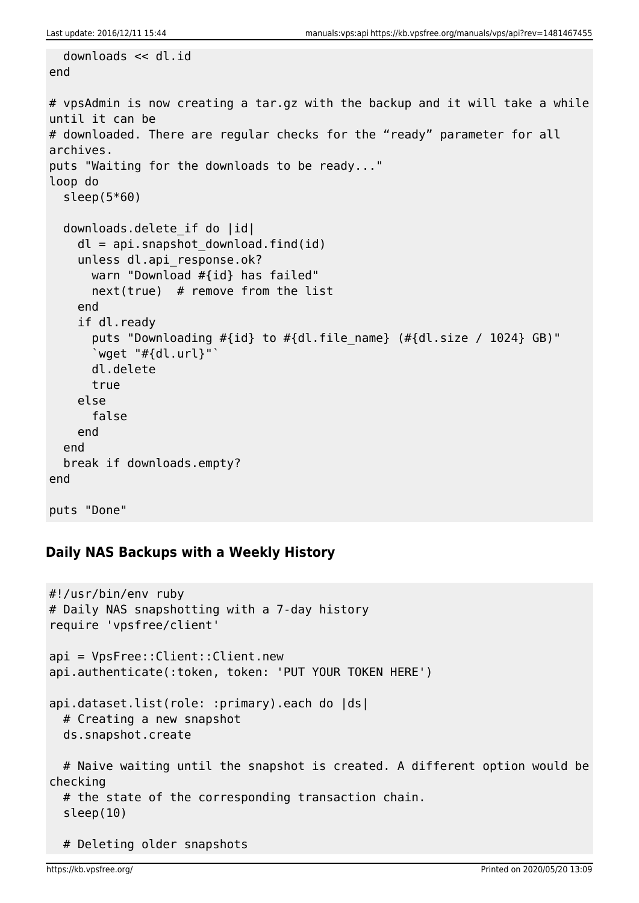```
  downloads << dl.id
end

# vpsAdmin is now creating a tar.gz with the backup and it will take a while until it can be
# downloaded. There are regular checks for the “ready” parameter for all archives.
puts "Waiting for the downloads to be ready..."
loop do
  sleep(5*60)

  downloads.delete_if do |id|
    dl = api.snapshot_download.find(id)
    unless dl.api_response.ok?
      warn "Download #{id} has failed"
      next(true)  # remove from the list
    end
    if dl.ready
      puts "Downloading #{id} to #{dl.file_name} (#{dl.size / 1024} GB)"
      `wget "#{dl.url}"`
      dl.delete
      true
    else
      false
    end
  end
  break if downloads.empty?
end

puts "Done"
```

### Daily NAS Backups with a Weekly History

```
#!/usr/bin/env ruby
# Daily NAS snapshotting with a 7-day history
require 'vpsfree/client'

api = VpsFree::Client::Client.new
api.authenticate(:token, token: 'PUT YOUR TOKEN HERE')

api.dataset.list(role: :primary).each do |ds|
  # Creating a new snapshot
  ds.snapshot.create

  # Naive waiting until the snapshot is created. A different option would be checking
  # the state of the corresponding transaction chain.
  sleep(10)

  # Deleting older snapshots
```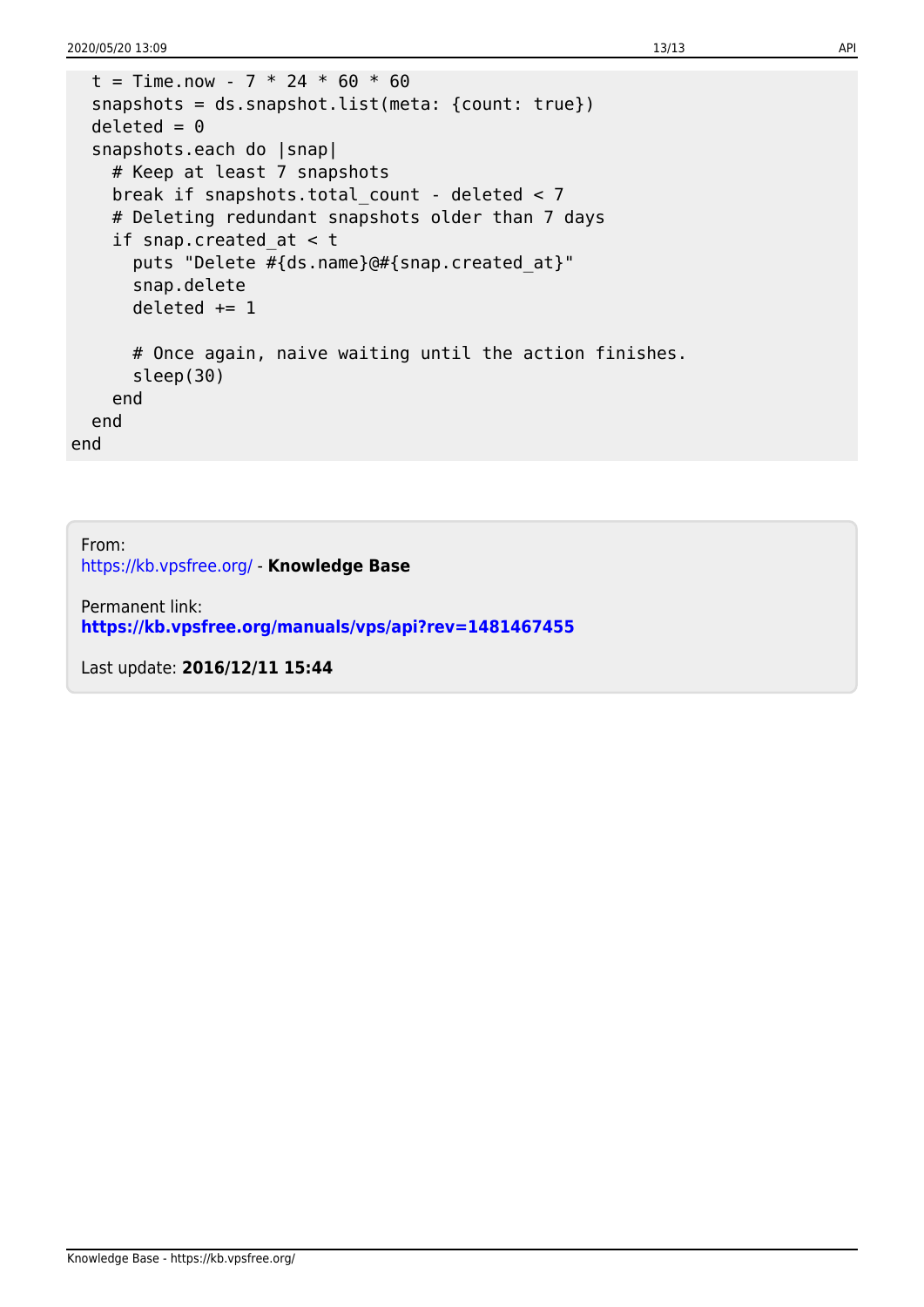```
  t = Time.now - 7 * 24 * 60 * 60
  snapshots = ds.snapshot.list(meta: {count: true})
  deleted = 0
  snapshots.each do |snap|
    # Keep at least 7 snapshots
    break if snapshots.total_count - deleted < 7
    # Deleting redundant snapshots older than 7 days
    if snap.created_at < t
      puts "Delete #{ds.name}@#{snap.created_at}"
      snap.delete
      deleted += 1

      # Once again, naive waiting until the action finishes.
      sleep(30)
    end
  end
end
```

From:
https://kb.vpsfree.org/ - **Knowledge Base**

Permanent link:
**https://kb.vpsfree.org/manuals/vps/api?rev=1481467455**

Last update: **2016/12/11 15:44**